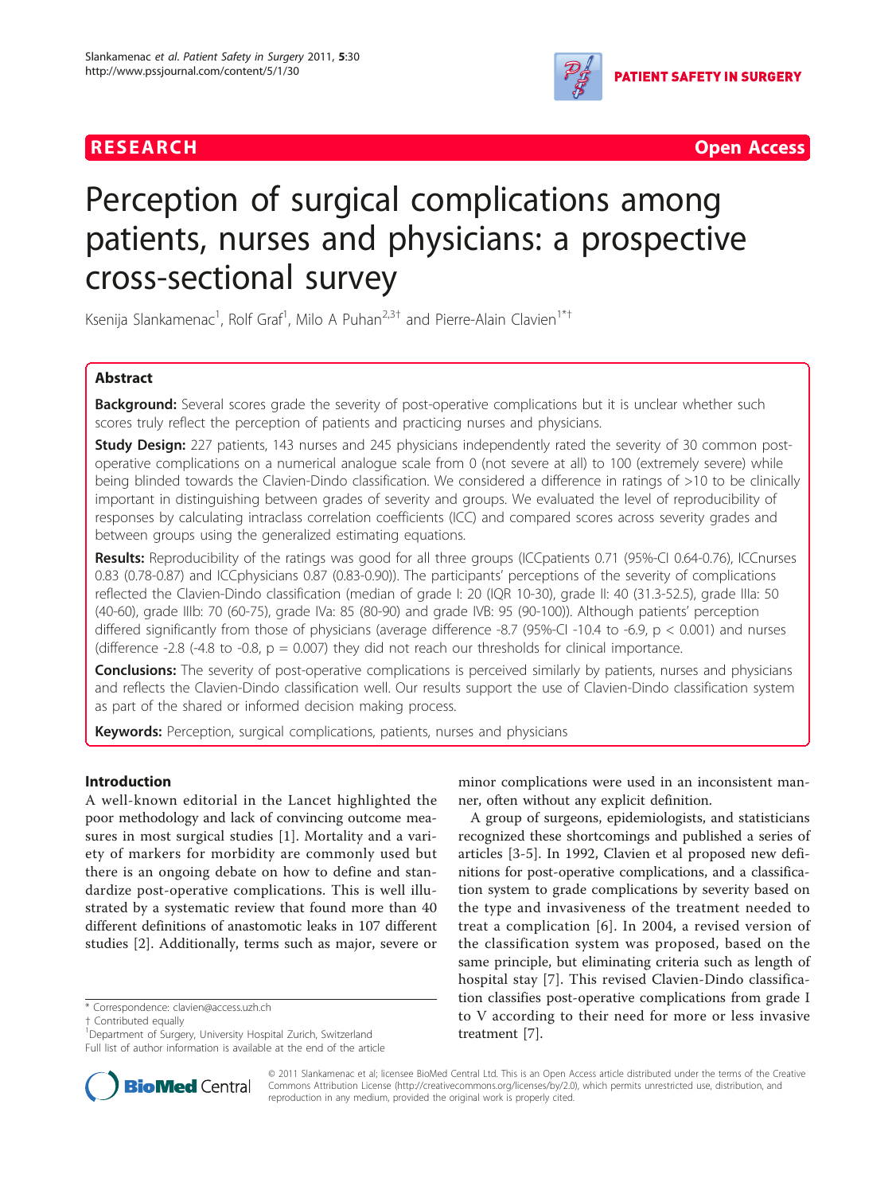RESEARCH Open Access

# Perception of surgical complications among patients, nurses and physicians: a prospective cross-sectional survey

Ksenija Slankamenac[1], Rolf Graf[1], Milo A Puhan[2,3†] and Pierre-Alain Clavien[1*†]

## Abstract

**Background:** Several scores grade the severity of post-operative complications but it is unclear whether such scores truly reflect the perception of patients and practicing nurses and physicians.

**Study Design:** 227 patients, 143 nurses and 245 physicians independently rated the severity of 30 common post-operative complications on a numerical analogue scale from 0 (not severe at all) to 100 (extremely severe) while being blinded towards the Clavien-Dindo classification. We considered a difference in ratings of >10 to be clinically important in distinguishing between grades of severity and groups. We evaluated the level of reproducibility of responses by calculating intraclass correlation coefficients (ICC) and compared scores across severity grades and between groups using the generalized estimating equations.

**Results:** Reproducibility of the ratings was good for all three groups ($ICC_{patients}$ 0.71 (95%-CI 0.64-0.76), $ICC_{nurses}$ 0.83 (0.78-0.87) and $ICC_{physicians}$ 0.87 (0.83-0.90)). The participants' perceptions of the severity of complications reflected the Clavien-Dindo classification (median of grade I: 20 (IQR 10-30), grade II: 40 (31.3-52.5), grade IIIa: 50 (40-60), grade IIIb: 70 (60-75), grade IVa: 85 (80-90) and grade IVB: 95 (90-100)). Although patients' perception differed significantly from those of physicians (average difference -8.7 (95%-CI -10.4 to -6.9, $p < 0.001$) and nurses (difference -2.8 (-4.8 to -0.8, $p = 0.007$) they did not reach our thresholds for clinical importance.

**Conclusions:** The severity of post-operative complications is perceived similarly by patients, nurses and physicians and reflects the Clavien-Dindo classification well. Our results support the use of Clavien-Dindo classification system as part of the shared or informed decision making process.

**Keywords:** Perception, surgical complications, patients, nurses and physicians

## Introduction

A well-known editorial in the Lancet highlighted the poor methodology and lack of convincing outcome measures in most surgical studies [1]. Mortality and a variety of markers for morbidity are commonly used but there is an ongoing debate on how to define and standardize post-operative complications. This is well illustrated by a systematic review that found more than 40 different definitions of anastomotic leaks in 107 different studies [2]. Additionally, terms such as major, severe or minor complications were used in an inconsistent manner, often without any explicit definition.

A group of surgeons, epidemiologists, and statisticians recognized these shortcomings and published a series of articles [3-5]. In 1992, Clavien et al proposed new definitions for post-operative complications, and a classification system to grade complications by severity based on the type and invasiveness of the treatment needed to treat a complication [6]. In 2004, a revised version of the classification system was proposed, based on the same principle, but eliminating criteria such as length of hospital stay [7]. This revised Clavien-Dindo classification classifies post-operative complications from grade I to V according to their need for more or less invasive treatment [7].

* Correspondence: clavien@access.uzh.ch
† Contributed equally
[1]Department of Surgery, University Hospital Zurich, Switzerland
Full list of author information is available at the end of the article

© 2011 Slankamenac et al; licensee BioMed Central Ltd. This is an Open Access article distributed under the terms of the Creative Commons Attribution License (http://creativecommons.org/licenses/by/2.0), which permits unrestricted use, distribution, and reproduction in any medium, provided the original work is properly cited.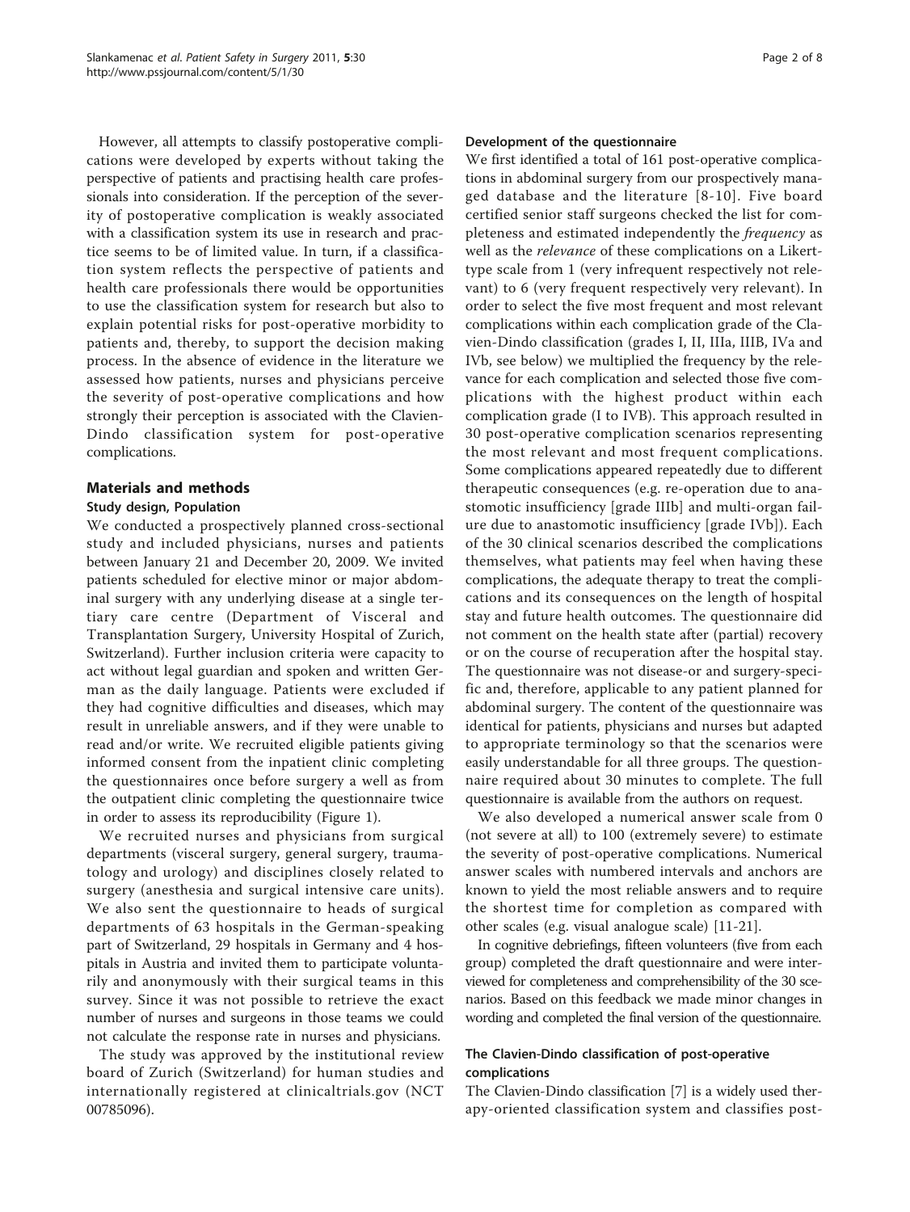However, all attempts to classify postoperative complications were developed by experts without taking the perspective of patients and practising health care professionals into consideration. If the perception of the severity of postoperative complication is weakly associated with a classification system its use in research and practice seems to be of limited value. In turn, if a classification system reflects the perspective of patients and health care professionals there would be opportunities to use the classification system for research but also to explain potential risks for post-operative morbidity to patients and, thereby, to support the decision making process. In the absence of evidence in the literature we assessed how patients, nurses and physicians perceive the severity of post-operative complications and how strongly their perception is associated with the Clavien-Dindo classification system for post-operative complications.

## Materials and methods

### Study design, Population

We conducted a prospectively planned cross-sectional study and included physicians, nurses and patients between January 21 and December 20, 2009. We invited patients scheduled for elective minor or major abdominal surgery with any underlying disease at a single tertiary care centre (Department of Visceral and Transplantation Surgery, University Hospital of Zurich, Switzerland). Further inclusion criteria were capacity to act without legal guardian and spoken and written German as the daily language. Patients were excluded if they had cognitive difficulties and diseases, which may result in unreliable answers, and if they were unable to read and/or write. We recruited eligible patients giving informed consent from the inpatient clinic completing the questionnaires once before surgery a well as from the outpatient clinic completing the questionnaire twice in order to assess its reproducibility (Figure 1).

We recruited nurses and physicians from surgical departments (visceral surgery, general surgery, traumatology and urology) and disciplines closely related to surgery (anesthesia and surgical intensive care units). We also sent the questionnaire to heads of surgical departments of 63 hospitals in the German-speaking part of Switzerland, 29 hospitals in Germany and 4 hospitals in Austria and invited them to participate voluntarily and anonymously with their surgical teams in this survey. Since it was not possible to retrieve the exact number of nurses and surgeons in those teams we could not calculate the response rate in nurses and physicians.

The study was approved by the institutional review board of Zurich (Switzerland) for human studies and internationally registered at clinicaltrials.gov (NCT 00785096).

### Development of the questionnaire

We first identified a total of 161 post-operative complications in abdominal surgery from our prospectively managed database and the literature [8-10]. Five board certified senior staff surgeons checked the list for completeness and estimated independently the *frequency* as well as the *relevance* of these complications on a Likert-type scale from 1 (very infrequent respectively not relevant) to 6 (very frequent respectively very relevant). In order to select the five most frequent and most relevant complications within each complication grade of the Clavien-Dindo classification (grades I, II, IIIa, IIIB, IVa and IVb, see below) we multiplied the frequency by the relevance for each complication and selected those five complications with the highest product within each complication grade (I to IVB). This approach resulted in 30 post-operative complication scenarios representing the most relevant and most frequent complications. Some complications appeared repeatedly due to different therapeutic consequences (e.g. re-operation due to anastomotic insufficiency [grade IIIb] and multi-organ failure due to anastomotic insufficiency [grade IVb]). Each of the 30 clinical scenarios described the complications themselves, what patients may feel when having these complications, the adequate therapy to treat the complications and its consequences on the length of hospital stay and future health outcomes. The questionnaire did not comment on the health state after (partial) recovery or on the course of recuperation after the hospital stay. The questionnaire was not disease-or and surgery-specific and, therefore, applicable to any patient planned for abdominal surgery. The content of the questionnaire was identical for patients, physicians and nurses but adapted to appropriate terminology so that the scenarios were easily understandable for all three groups. The questionnaire required about 30 minutes to complete. The full questionnaire is available from the authors on request.

We also developed a numerical answer scale from 0 (not severe at all) to 100 (extremely severe) to estimate the severity of post-operative complications. Numerical answer scales with numbered intervals and anchors are known to yield the most reliable answers and to require the shortest time for completion as compared with other scales (e.g. visual analogue scale) [11-21].

In cognitive debriefings, fifteen volunteers (five from each group) completed the draft questionnaire and were interviewed for completeness and comprehensibility of the 30 scenarios. Based on this feedback we made minor changes in wording and completed the final version of the questionnaire.

### The Clavien-Dindo classification of post-operative complications

The Clavien-Dindo classification [7] is a widely used therapy-oriented classification system and classifies post-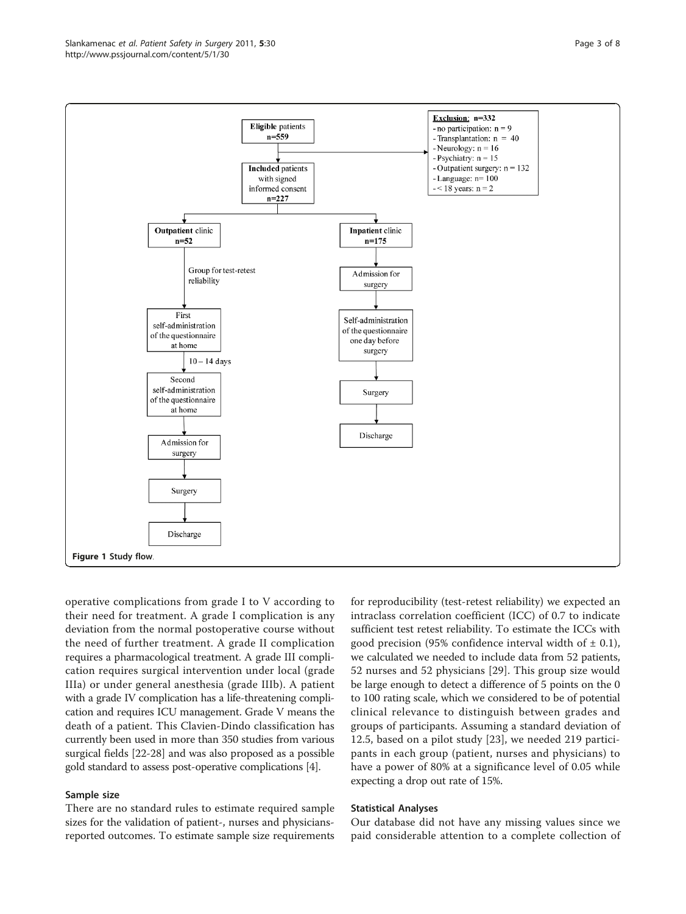**Eligible** patients
n=559

**Exclusion:** n=332
- no participation: n = 9
- Transplantation: n = 40
- Neurology: n = 16
- Psychiatry: n = 15
- Outpatient surgery: n = 132
- Language: n= 100
- < 18 years: n = 2

**Included** patients with signed informed consent
n=227

**Outpatient** clinic
n=52

Group for test-retest reliability

First self-administration of the questionnaire at home

10 – 14 days

Second self-administration of the questionnaire at home

Admission for surgery

Surgery

Discharge

**Inpatient** clinic
n=175

Admission for surgery

Self-administration of the questionnaire one day before surgery

Surgery

Discharge

**Figure 1 Study flow.**

operative complications from grade I to V according to their need for treatment. A grade I complication is any deviation from the normal postoperative course without the need of further treatment. A grade II complication requires a pharmacological treatment. A grade III complication requires surgical intervention under local (grade IIIa) or under general anesthesia (grade IIIb). A patient with a grade IV complication has a life-threatening complication and requires ICU management. Grade V means the death of a patient. This Clavien-Dindo classification has currently been used in more than 350 studies from various surgical fields [22-28] and was also proposed as a possible gold standard to assess post-operative complications [4].

## Sample size

There are no standard rules to estimate required sample sizes for the validation of patient-, nurses and physicians-reported outcomes. To estimate sample size requirements for reproducibility (test-retest reliability) we expected an intraclass correlation coefficient (ICC) of 0.7 to indicate sufficient test retest reliability. To estimate the ICCs with good precision (95% confidence interval width of ± 0.1), we calculated we needed to include data from 52 patients, 52 nurses and 52 physicians [29]. This group size would be large enough to detect a difference of 5 points on the 0 to 100 rating scale, which we considered to be of potential clinical relevance to distinguish between grades and groups of participants. Assuming a standard deviation of 12.5, based on a pilot study [23], we needed 219 participants in each group (patient, nurses and physicians) to have a power of 80% at a significance level of 0.05 while expecting a drop out rate of 15%.

## Statistical Analyses

Our database did not have any missing values since we paid considerable attention to a complete collection of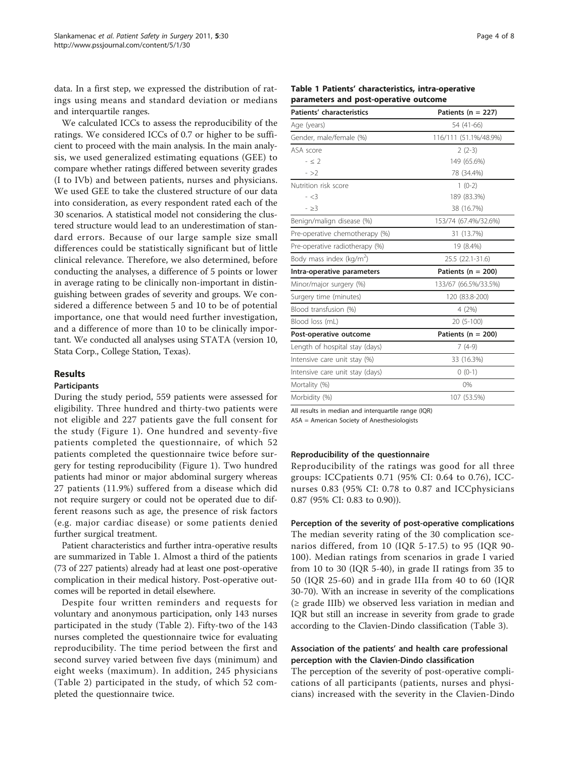data. In a first step, we expressed the distribution of ratings using means and standard deviation or medians and interquartile ranges.

We calculated ICCs to assess the reproducibility of the ratings. We considered ICCs of 0.7 or higher to be sufficient to proceed with the main analysis. In the main analysis, we used generalized estimating equations (GEE) to compare whether ratings differed between severity grades (I to IVb) and between patients, nurses and physicians. We used GEE to take the clustered structure of our data into consideration, as every respondent rated each of the 30 scenarios. A statistical model not considering the clustered structure would lead to an underestimation of standard errors. Because of our large sample size small differences could be statistically significant but of little clinical relevance. Therefore, we also determined, before conducting the analyses, a difference of 5 points or lower in average rating to be clinically non-important in distinguishing between grades of severity and groups. We considered a difference between 5 and 10 to be of potential importance, one that would need further investigation, and a difference of more than 10 to be clinically important. We conducted all analyses using STATA (version 10, Stata Corp., College Station, Texas).

## Results

### Participants

During the study period, 559 patients were assessed for eligibility. Three hundred and thirty-two patients were not eligible and 227 patients gave the full consent for the study (Figure 1). One hundred and seventy-five patients completed the questionnaire, of which 52 patients completed the questionnaire twice before surgery for testing reproducibility (Figure 1). Two hundred patients had minor or major abdominal surgery whereas 27 patients (11.9%) suffered from a disease which did not require surgery or could not be operated due to different reasons such as age, the presence of risk factors (e.g. major cardiac disease) or some patients denied further surgical treatment.

Patient characteristics and further intra-operative results are summarized in Table 1. Almost a third of the patients (73 of 227 patients) already had at least one post-operative complication in their medical history. Post-operative outcomes will be reported in detail elsewhere.

Despite four written reminders and requests for voluntary and anonymous participation, only 143 nurses participated in the study (Table 2). Fifty-two of the 143 nurses completed the questionnaire twice for evaluating reproducibility. The time period between the first and second survey varied between five days (minimum) and eight weeks (maximum). In addition, 245 physicians (Table 2) participated in the study, of which 52 completed the questionnaire twice.

**Table 1 Patients' characteristics, intra-operative parameters and post-operative outcome**

| Patients' characteristics | Patients (n = 227) |
| --- | --- |
| Age (years) | 54 (41-66) |
| Gender, male/female (%) | 116/111 (51.1%/48.9%) |
| ASA score | 2 (2-3) |
| - ≤ 2 | 149 (65.6%) |
| - >2 | 78 (34.4%) |
| Nutrition risk score | 1 (0-2) |
| - <3 | 189 (83.3%) |
| - ≥3 | 38 (16.7%) |
| Benign/malign disease (%) | 153/74 (67.4%/32.6%) |
| Pre-operative chemotherapy (%) | 31 (13.7%) |
| Pre-operative radiotherapy (%) | 19 (8.4%) |
| Body mass index (kg/m$^2$) | 25.5 (22.1-31.6) |
| **Intra-operative parameters** | **Patients (n = 200)** |
| Minor/major surgery (%) | 133/67 (66.5%/33.5%) |
| Surgery time (minutes) | 120 (83.8-200) |
| Blood transfusion (%) | 4 (2%) |
| Blood loss (mL) | 20 (5-100) |
| **Post-operative outcome** | **Patients (n = 200)** |
| Length of hospital stay (days) | 7 (4-9) |
| Intensive care unit stay (%) | 33 (16.3%) |
| Intensive care unit stay (days) | 0 (0-1) |
| Mortality (%) | 0% |
| Morbidity (%) | 107 (53.5%) |

All results in median and interquartile range (IQR)

ASA = American Society of Anesthesiologists

### Reproducibility of the questionnaire

Reproducibility of the ratings was good for all three groups: ICCpatients 0.71 (95% CI: 0.64 to 0.76), ICCnurses 0.83 (95% CI: 0.78 to 0.87 and ICCphysicians 0.87 (95% CI: 0.83 to 0.90)).

### Perception of the severity of post-operative complications

The median severity rating of the 30 complication scenarios differed, from 10 (IQR 5-17.5) to 95 (IQR 90-100). Median ratings from scenarios in grade I varied from 10 to 30 (IQR 5-40), in grade II ratings from 35 to 50 (IQR 25-60) and in grade IIIa from 40 to 60 (IQR 30-70). With an increase in severity of the complications (≥ grade IIIb) we observed less variation in median and IQR but still an increase in severity from grade to grade according to the Clavien-Dindo classification (Table 3).

### Association of the patients' and health care professional perception with the Clavien-Dindo classification

The perception of the severity of post-operative complications of all participants (patients, nurses and physicians) increased with the severity in the Clavien-Dindo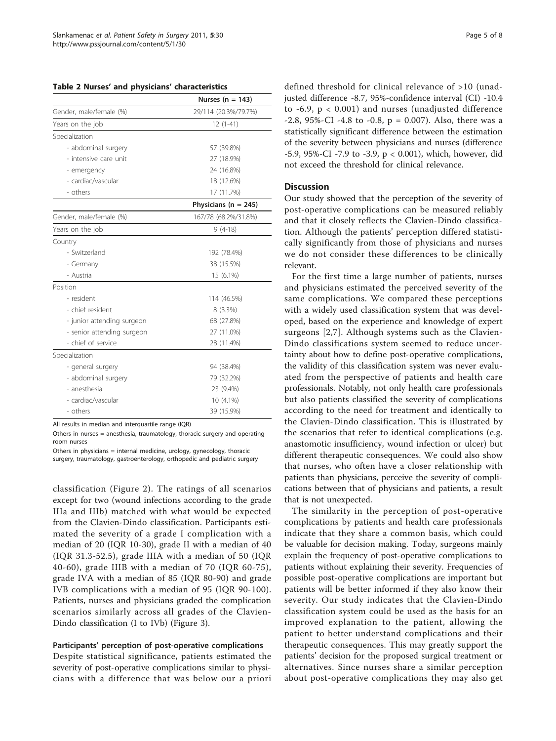**Table 2 Nurses' and physicians' characteristics**

| | Nurses (n = 143) |
|---|---|
| Gender, male/female (%) | 29/114 (20.3%/79.7%) |
| Years on the job | 12 (1-41) |
| Specialization | |
| - abdominal surgery | 57 (39.8%) |
| - intensive care unit | 27 (18.9%) |
| - emergency | 24 (16.8%) |
| - cardiac/vascular | 18 (12.6%) |
| - others | 17 (11.7%) |
| | **Physicians (n = 245)** |
| Gender, male/female (%) | 167/78 (68.2%/31.8%) |
| Years on the job | 9 (4-18) |
| Country | |
| - Switzerland | 192 (78.4%) |
| - Germany | 38 (15.5%) |
| - Austria | 15 (6.1%) |
| Position | |
| - resident | 114 (46.5%) |
| - chief resident | 8 (3.3%) |
| - junior attending surgeon | 68 (27.8%) |
| - senior attending surgeon | 27 (11.0%) |
| - chief of service | 28 (11.4%) |
| Specialization | |
| - general surgery | 94 (38.4%) |
| - abdominal surgery | 79 (32.2%) |
| - anesthesia | 23 (9.4%) |
| - cardiac/vascular | 10 (4.1%) |
| - others | 39 (15.9%) |

All results in median and interquartile range (IQR)

Others in nurses = anesthesia, traumatology, thoracic surgery and operating-room nurses

Others in physicians = internal medicine, urology, gynecology, thoracic surgery, traumatology, gastroenterology, orthopedic and pediatric surgery

classification (Figure 2). The ratings of all scenarios except for two (wound infections according to the grade IIIa and IIIb) matched with what would be expected from the Clavien-Dindo classification. Participants estimated the severity of a grade I complication with a median of 20 (IQR 10-30), grade II with a median of 40 (IQR 31.3-52.5), grade IIIA with a median of 50 (IQR 40-60), grade IIIB with a median of 70 (IQR 60-75), grade IVA with a median of 85 (IQR 80-90) and grade IVB complications with a median of 95 (IQR 90-100). Patients, nurses and physicians graded the complication scenarios similarly across all grades of the Clavien-Dindo classification (I to IVb) (Figure 3).

### Participants' perception of post-operative complications

Despite statistical significance, patients estimated the severity of post-operative complications similar to physicians with a difference that was below our a priori defined threshold for clinical relevance of >10 (unadjusted difference -8.7, 95%-confidence interval (CI) -10.4 to -6.9, $p < 0.001$) and nurses (unadjusted difference -2.8, 95%-CI -4.8 to -0.8, $p = 0.007$). Also, there was a statistically significant difference between the estimation of the severity between physicians and nurses (difference -5.9, 95%-CI -7.9 to -3.9, $p < 0.001$), which, however, did not exceed the threshold for clinical relevance.

## Discussion

Our study showed that the perception of the severity of post-operative complications can be measured reliably and that it closely reflects the Clavien-Dindo classification. Although the patients' perception differed statistically significantly from those of physicians and nurses we do not consider these differences to be clinically relevant.

For the first time a large number of patients, nurses and physicians estimated the perceived severity of the same complications. We compared these perceptions with a widely used classification system that was developed, based on the experience and knowledge of expert surgeons [2,7]. Although systems such as the Clavien-Dindo classifications system seemed to reduce uncertainty about how to define post-operative complications, the validity of this classification system was never evaluated from the perspective of patients and health care professionals. Notably, not only health care professionals but also patients classified the severity of complications according to the need for treatment and identically to the Clavien-Dindo classification. This is illustrated by the scenarios that refer to identical complications (e.g. anastomotic insufficiency, wound infection or ulcer) but different therapeutic consequences. We could also show that nurses, who often have a closer relationship with patients than physicians, perceive the severity of complications between that of physicians and patients, a result that is not unexpected.

The similarity in the perception of post-operative complications by patients and health care professionals indicate that they share a common basis, which could be valuable for decision making. Today, surgeons mainly explain the frequency of post-operative complications to patients without explaining their severity. Frequencies of possible post-operative complications are important but patients will be better informed if they also know their severity. Our study indicates that the Clavien-Dindo classification system could be used as the basis for an improved explanation to the patient, allowing the patient to better understand complications and their therapeutic consequences. This may greatly support the patients' decision for the proposed surgical treatment or alternatives. Since nurses share a similar perception about post-operative complications they may also get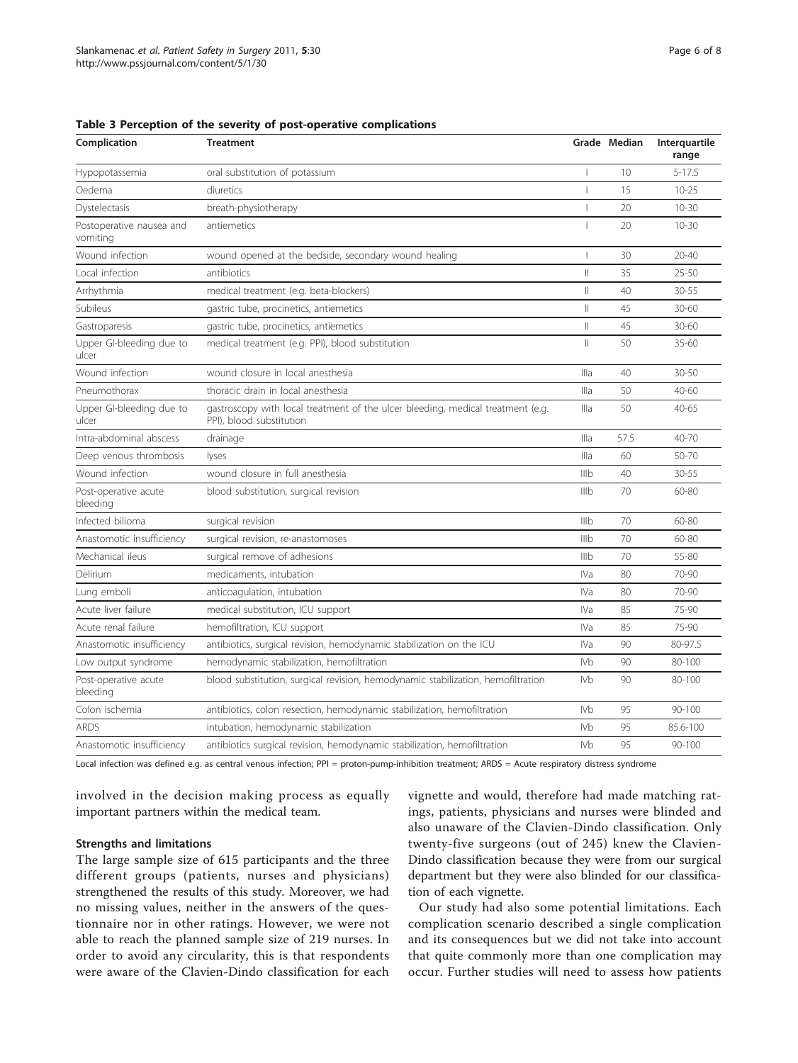**Table 3 Perception of the severity of post-operative complications**

| Complication | Treatment | Grade | Median | Interquartile range |
|---|---|---|---|---|
| Hypopotassemia | oral substitution of potassium | I | 10 | 5-17.5 |
| Oedema | diuretics | I | 15 | 10-25 |
| Dystelectasis | breath-physiotherapy | I | 20 | 10-30 |
| Postoperative nausea and vomiting | antiemetics | I | 20 | 10-30 |
| Wound infection | wound opened at the bedside, secondary wound healing | I | 30 | 20-40 |
| Local infection | antibiotics | II | 35 | 25-50 |
| Arrhythmia | medical treatment (e.g. beta-blockers) | II | 40 | 30-55 |
| Subileus | gastric tube, procinetics, antiemetics | II | 45 | 30-60 |
| Gastroparesis | gastric tube, procinetics, antiemetics | II | 45 | 30-60 |
| Upper GI-bleeding due to ulcer | medical treatment (e.g. PPI), blood substitution | II | 50 | 35-60 |
| Wound infection | wound closure in local anesthesia | IIIa | 40 | 30-50 |
| Pneumothorax | thoracic drain in local anesthesia | IIIa | 50 | 40-60 |
| Upper GI-bleeding due to ulcer | gastroscopy with local treatment of the ulcer bleeding, medical treatment (e.g. PPI), blood substitution | IIIa | 50 | 40-65 |
| Intra-abdominal abscess | drainage | IIIa | 57.5 | 40-70 |
| Deep venous thrombosis | lyses | IIIa | 60 | 50-70 |
| Wound infection | wound closure in full anesthesia | IIIb | 40 | 30-55 |
| Post-operative acute bleeding | blood substitution, surgical revision | IIIb | 70 | 60-80 |
| Infected bilioma | surgical revision | IIIb | 70 | 60-80 |
| Anastomotic insufficiency | surgical revision, re-anastomoses | IIIb | 70 | 60-80 |
| Mechanical ileus | surgical remove of adhesions | IIIb | 70 | 55-80 |
| Delirium | medicaments, intubation | IVa | 80 | 70-90 |
| Lung emboli | anticoagulation, intubation | IVa | 80 | 70-90 |
| Acute liver failure | medical substitution, ICU support | IVa | 85 | 75-90 |
| Acute renal failure | hemofiltration, ICU support | IVa | 85 | 75-90 |
| Anastomotic insufficiency | antibiotics, surgical revision, hemodynamic stabilization on the ICU | IVa | 90 | 80-97.5 |
| Low output syndrome | hemodynamic stabilization, hemofiltration | IVb | 90 | 80-100 |
| Post-operative acute bleeding | blood substitution, surgical revision, hemodynamic stabilization, hemofiltration | IVb | 90 | 80-100 |
| Colon ischemia | antibiotics, colon resection, hemodynamic stabilization, hemofiltration | IVb | 95 | 90-100 |
| ARDS | intubation, hemodynamic stabilization | IVb | 95 | 85.6-100 |
| Anastomotic insufficiency | antibiotics surgical revision, hemodynamic stabilization, hemofiltration | IVb | 95 | 90-100 |

Local infection was defined e.g. as central venous infection; PPI = proton-pump-inhibition treatment; ARDS = Acute respiratory distress syndrome

involved in the decision making process as equally important partners within the medical team.

### Strengths and limitations

The large sample size of 615 participants and the three different groups (patients, nurses and physicians) strengthened the results of this study. Moreover, we had no missing values, neither in the answers of the questionnaire nor in other ratings. However, we were not able to reach the planned sample size of 219 nurses. In order to avoid any circularity, this is that respondents were aware of the Clavien-Dindo classification for each vignette and would, therefore had made matching ratings, patients, physicians and nurses were blinded and also unaware of the Clavien-Dindo classification. Only twenty-five surgeons (out of 245) knew the Clavien-Dindo classification because they were from our surgical department but they were also blinded for our classification of each vignette.

Our study had also some potential limitations. Each complication scenario described a single complication and its consequences but we did not take into account that quite commonly more than one complication may occur. Further studies will need to assess how patients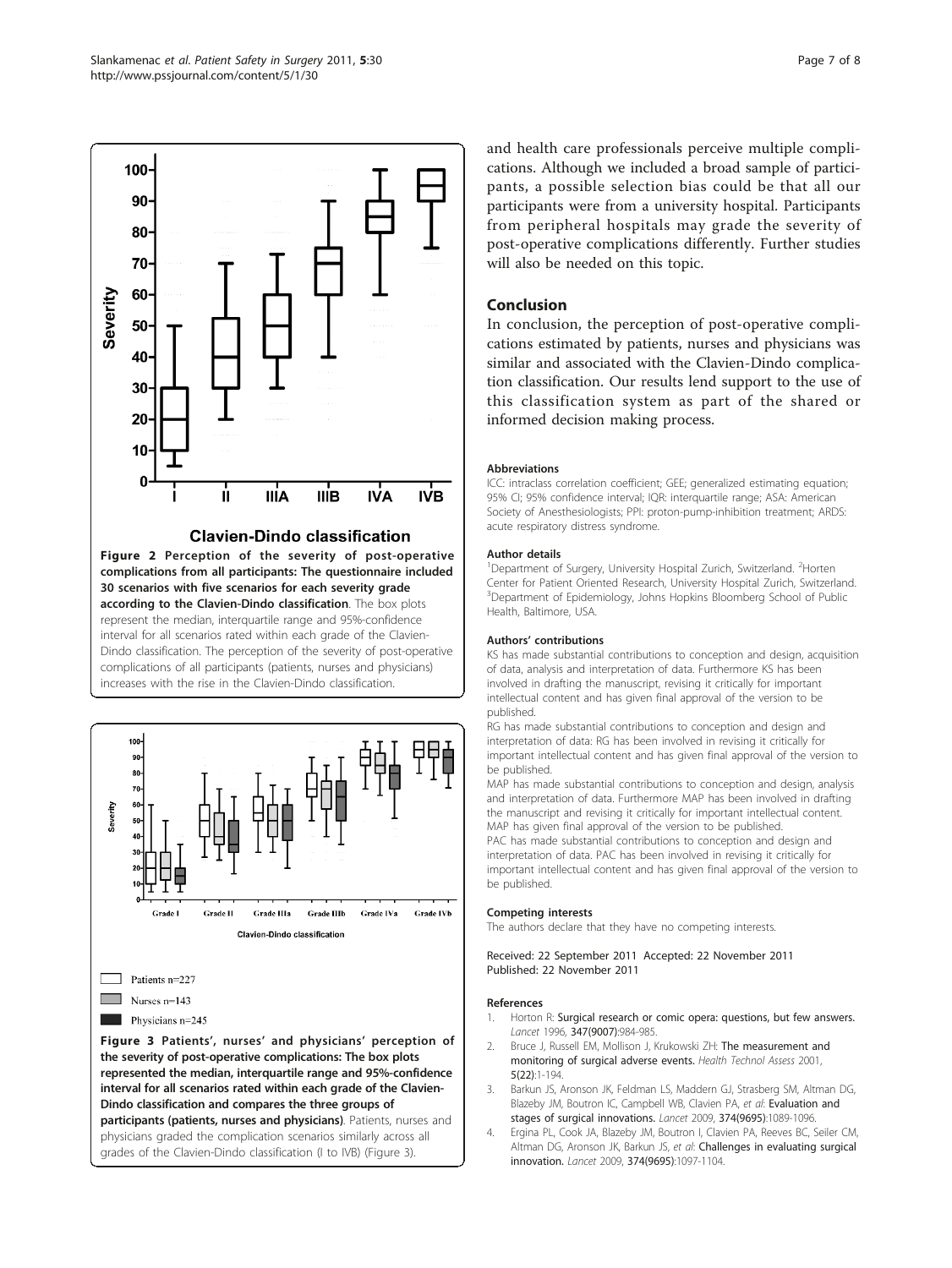and health care professionals perceive multiple complications. Although we included a broad sample of participants, a possible selection bias could be that all our participants were from a university hospital. Participants from peripheral hospitals may grade the severity of post-operative complications differently. Further studies will also be needed on this topic.

**Figure 2 Perception of the severity of post-operative complications from all participants: The questionnaire included 30 scenarios with five scenarios for each severity grade according to the Clavien-Dindo classification**. The box plots represent the median, interquartile range and 95%-confidence interval for all scenarios rated within each grade of the Clavien-Dindo classification. The perception of the severity of post-operative complications of all participants (patients, nurses and physicians) increases with the rise in the Clavien-Dindo classification.

**Figure 3 Patients', nurses' and physicians' perception of the severity of post-operative complications: The box plots represented the median, interquartile range and 95%-confidence interval for all scenarios rated within each grade of the Clavien-Dindo classification and compares the three groups of participants (patients, nurses and physicians)**. Patients, nurses and physicians graded the complication scenarios similarly across all grades of the Clavien-Dindo classification (I to IVB) (Figure 3).

## Conclusion

In conclusion, the perception of post-operative complications estimated by patients, nurses and physicians was similar and associated with the Clavien-Dindo complication classification. Our results lend support to the use of this classification system as part of the shared or informed decision making process.

#### Abbreviations

ICC: intraclass correlation coefficient; GEE; generalized estimating equation; 95% CI; 95% confidence interval; IQR: interquartile range; ASA: American Society of Anesthesiologists; PPI: proton-pump-inhibition treatment; ARDS: acute respiratory distress syndrome.

#### Author details

[1]Department of Surgery, University Hospital Zurich, Switzerland. [2]Horten Center for Patient Oriented Research, University Hospital Zurich, Switzerland. [3]Department of Epidemiology, Johns Hopkins Bloomberg School of Public Health, Baltimore, USA.

#### Authors' contributions

KS has made substantial contributions to conception and design, acquisition of data, analysis and interpretation of data. Furthermore KS has been involved in drafting the manuscript, revising it critically for important intellectual content and has given final approval of the version to be published.
RG has made substantial contributions to conception and design and interpretation of data: RG has been involved in revising it critically for important intellectual content and has given final approval of the version to be published.
MAP has made substantial contributions to conception and design, analysis and interpretation of data. Furthermore MAP has been involved in drafting the manuscript and revising it critically for important intellectual content. MAP has given final approval of the version to be published.
PAC has made substantial contributions to conception and design and interpretation of data. PAC has been involved in revising it critically for important intellectual content and has given final approval of the version to be published.

#### Competing interests

The authors declare that they have no competing interests.

Received: 22 September 2011 Accepted: 22 November 2011
Published: 22 November 2011

#### References

1. Horton R: **Surgical research or comic opera: questions, but few answers.** *Lancet* 1996, **347(9007)**:984-985.
2. Bruce J, Russell EM, Mollison J, Krukowski ZH: **The measurement and monitoring of surgical adverse events.** *Health Technol Assess* 2001, **5(22)**:1-194.
3. Barkun JS, Aronson JK, Feldman LS, Maddern GJ, Strasberg SM, Altman DG, Blazeby JM, Boutron IC, Campbell WB, Clavien PA, *et al*: **Evaluation and stages of surgical innovations.** *Lancet* 2009, **374(9695)**:1089-1096.
4. Ergina PL, Cook JA, Blazeby JM, Boutron I, Clavien PA, Reeves BC, Seiler CM, Altman DG, Aronson JK, Barkun JS, *et al*: **Challenges in evaluating surgical innovation.** *Lancet* 2009, **374(9695)**:1097-1104.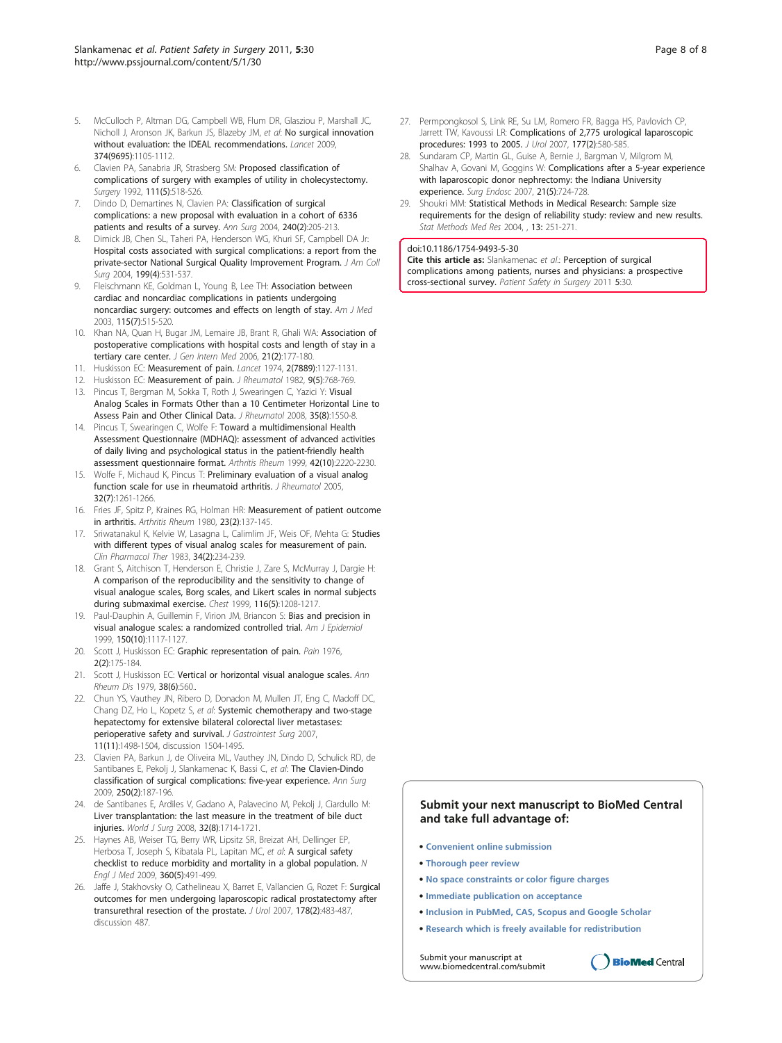5. McCulloch P, Altman DG, Campbell WB, Flum DR, Glasziou P, Marshall JC, Nicholl J, Aronson JK, Barkun JS, Blazeby JM, *et al*: **No surgical innovation without evaluation: the IDEAL recommendations.** *Lancet* 2009, **374(9695)**:1105-1112.
6. Clavien PA, Sanabria JR, Strasberg SM: **Proposed classification of complications of surgery with examples of utility in cholecystectomy.** *Surgery* 1992, **111(5)**:518-526.
7. Dindo D, Demartines N, Clavien PA: **Classification of surgical complications: a new proposal with evaluation in a cohort of 6336 patients and results of a survey.** *Ann Surg* 2004, **240(2)**:205-213.
8. Dimick JB, Chen SL, Taheri PA, Henderson WG, Khuri SF, Campbell DA Jr: **Hospital costs associated with surgical complications: a report from the private-sector National Surgical Quality Improvement Program.** *J Am Coll Surg* 2004, **199(4)**:531-537.
9. Fleischmann KE, Goldman L, Young B, Lee TH: **Association between cardiac and noncardiac complications in patients undergoing noncardiac surgery: outcomes and effects on length of stay.** *Am J Med* 2003, **115(7)**:515-520.
10. Khan NA, Quan H, Bugar JM, Lemaire JB, Brant R, Ghali WA: **Association of postoperative complications with hospital costs and length of stay in a tertiary care center.** *J Gen Intern Med* 2006, **21(2)**:177-180.
11. Huskisson EC: **Measurement of pain.** *Lancet* 1974, **2(7889)**:1127-1131.
12. Huskisson EC: **Measurement of pain.** *J Rheumatol* 1982, **9(5)**:768-769.
13. Pincus T, Bergman M, Sokka T, Roth J, Swearingen C, Yazici Y: **Visual Analog Scales in Formats Other than a 10 Centimeter Horizontal Line to Assess Pain and Other Clinical Data.** *J Rheumatol* 2008, **35(8)**:1550-8.
14. Pincus T, Swearingen C, Wolfe F: **Toward a multidimensional Health Assessment Questionnaire (MDHAQ): assessment of advanced activities of daily living and psychological status in the patient-friendly health assessment questionnaire format.** *Arthritis Rheum* 1999, **42(10)**:2220-2230.
15. Wolfe F, Michaud K, Pincus T: **Preliminary evaluation of a visual analog function scale for use in rheumatoid arthritis.** *J Rheumatol* 2005, **32(7)**:1261-1266.
16. Fries JF, Spitz P, Kraines RG, Holman HR: **Measurement of patient outcome in arthritis.** *Arthritis Rheum* 1980, **23(2)**:137-145.
17. Sriwatanakul K, Kelvie W, Lasagna L, Calimlim JF, Weis OF, Mehta G: **Studies with different types of visual analog scales for measurement of pain.** *Clin Pharmacol Ther* 1983, **34(2)**:234-239.
18. Grant S, Aitchison T, Henderson E, Christie J, Zare S, McMurray J, Dargie H: **A comparison of the reproducibility and the sensitivity to change of visual analogue scales, Borg scales, and Likert scales in normal subjects during submaximal exercise.** *Chest* 1999, **116(5)**:1208-1217.
19. Paul-Dauphin A, Guillemin F, Virion JM, Briancon S: **Bias and precision in visual analogue scales: a randomized controlled trial.** *Am J Epidemiol* 1999, **150(10)**:1117-1127.
20. Scott J, Huskisson EC: **Graphic representation of pain.** *Pain* 1976, **2(2)**:175-184.
21. Scott J, Huskisson EC: **Vertical or horizontal visual analogue scales.** *Ann Rheum Dis* 1979, **38(6)**:560..
22. Chun YS, Vauthey JN, Ribero D, Donadon M, Mullen JT, Eng C, Madoff DC, Chang DZ, Ho L, Kopetz S, *et al*: **Systemic chemotherapy and two-stage hepatectomy for extensive bilateral colorectal liver metastases: perioperative safety and survival.** *J Gastrointest Surg* 2007, **11(11)**:1498-1504, discussion 1504-1495.
23. Clavien PA, Barkun J, de Oliveira ML, Vauthey JN, Dindo D, Schulick RD, de Santibanes E, Pekolj J, Slankamenac K, Bassi C, *et al*: **The Clavien-Dindo classification of surgical complications: five-year experience.** *Ann Surg* 2009, **250(2)**:187-196.
24. de Santibanes E, Ardiles V, Gadano A, Palavecino M, Pekolj J, Ciardullo M: **Liver transplantation: the last measure in the treatment of bile duct injuries.** *World J Surg* 2008, **32(8)**:1714-1721.
25. Haynes AB, Weiser TG, Berry WR, Lipsitz SR, Breizat AH, Dellinger EP, Herbosa T, Joseph S, Kibatala PL, Lapitan MC, *et al*: **A surgical safety checklist to reduce morbidity and mortality in a global population.** *N Engl J Med* 2009, **360(5)**:491-499.
26. Jaffe J, Stakhovsky O, Cathelineau X, Barret E, Vallancien G, Rozet F: **Surgical outcomes for men undergoing laparoscopic radical prostatectomy after transurethral resection of the prostate.** *J Urol* 2007, **178(2)**:483-487, discussion 487.
27. Permpongkosol S, Link RE, Su LM, Romero FR, Bagga HS, Pavlovich CP, Jarrett TW, Kavoussi LR: **Complications of 2,775 urological laparoscopic procedures: 1993 to 2005.** *J Urol* 2007, **177(2)**:580-585.
28. Sundaram CP, Martin GL, Guise A, Bernie J, Bargman V, Milgrom M, Shalhav A, Govani M, Goggins W: **Complications after a 5-year experience with laparoscopic donor nephrectomy: the Indiana University experience.** *Surg Endosc* 2007, **21(5)**:724-728.
29. Shoukri MM: **Statistical Methods in Medical Research: Sample size requirements for the design of reliability study: review and new results.** *Stat Methods Med Res* 2004, , **13**: 251-271.

doi:10.1186/1754-9493-5-30

**Cite this article as:** Slankamenac *et al.*: Perception of surgical complications among patients, nurses and physicians: a prospective cross-sectional survey. *Patient Safety in Surgery* 2011 **5**:30.

**Submit your next manuscript to BioMed Central and take full advantage of:**

- **Convenient online submission**
- **Thorough peer review**
- **No space constraints or color figure charges**
- **Immediate publication on acceptance**
- **Inclusion in PubMed, CAS, Scopus and Google Scholar**
- **Research which is freely available for redistribution**

Submit your manuscript at
www.biomedcentral.com/submit

BioMed Central